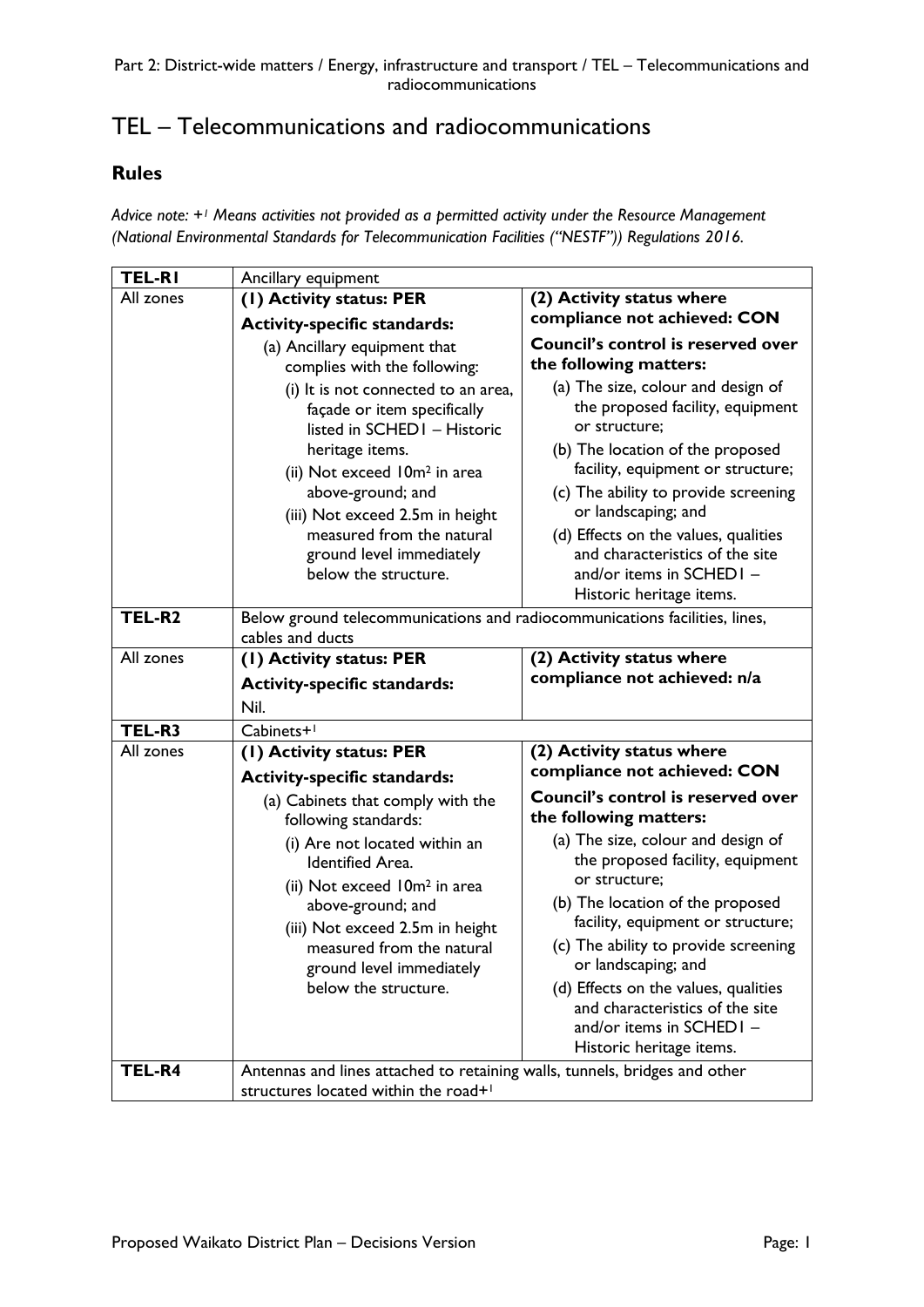# TEL – Telecommunications and radiocommunications

## Rules

*Advice note: +[1] Means activities not provided as a permitted activity under the Resource Management (National Environmental Standards for Telecommunication Facilities ("NESTF")) Regulations 2016.*

| TEL-R1 | Ancillary equipment | |
|---|---|---|
| All zones | **(1) Activity status: PER**<br><br>**Activity-specific standards:**<br><br>(a) Ancillary equipment that complies with the following:<br>(i) It is not connected to an area, façade or item specifically listed in SCHED1 – Historic heritage items.<br>(ii) Not exceed 10m² in area above-ground; and<br>(iii) Not exceed 2.5m in height measured from the natural ground level immediately below the structure. | **(2) Activity status where compliance not achieved: CON**<br><br>**Council's control is reserved over the following matters:**<br><br>(a) The size, colour and design of the proposed facility, equipment or structure;<br>(b) The location of the proposed facility, equipment or structure;<br>(c) The ability to provide screening or landscaping; and<br>(d) Effects on the values, qualities and characteristics of the site and/or items in SCHED1 – Historic heritage items. |
| **TEL-R2** | Below ground telecommunications and radiocommunications facilities, lines, cables and ducts | |
| All zones | **(1) Activity status: PER**<br><br>**Activity-specific standards:**<br><br>Nil. | **(2) Activity status where compliance not achieved: n/a** |
| **TEL-R3** | Cabinets+[1] | |
| All zones | **(1) Activity status: PER**<br><br>**Activity-specific standards:**<br><br>(a) Cabinets that comply with the following standards:<br>(i) Are not located within an Identified Area.<br>(ii) Not exceed 10m² in area above-ground; and<br>(iii) Not exceed 2.5m in height measured from the natural ground level immediately below the structure. | **(2) Activity status where compliance not achieved: CON**<br><br>**Council's control is reserved over the following matters:**<br><br>(a) The size, colour and design of the proposed facility, equipment or structure;<br>(b) The location of the proposed facility, equipment or structure;<br>(c) The ability to provide screening or landscaping; and<br>(d) Effects on the values, qualities and characteristics of the site and/or items in SCHED1 – Historic heritage items. |
| **TEL-R4** | Antennas and lines attached to retaining walls, tunnels, bridges and other structures located within the road+[1] | |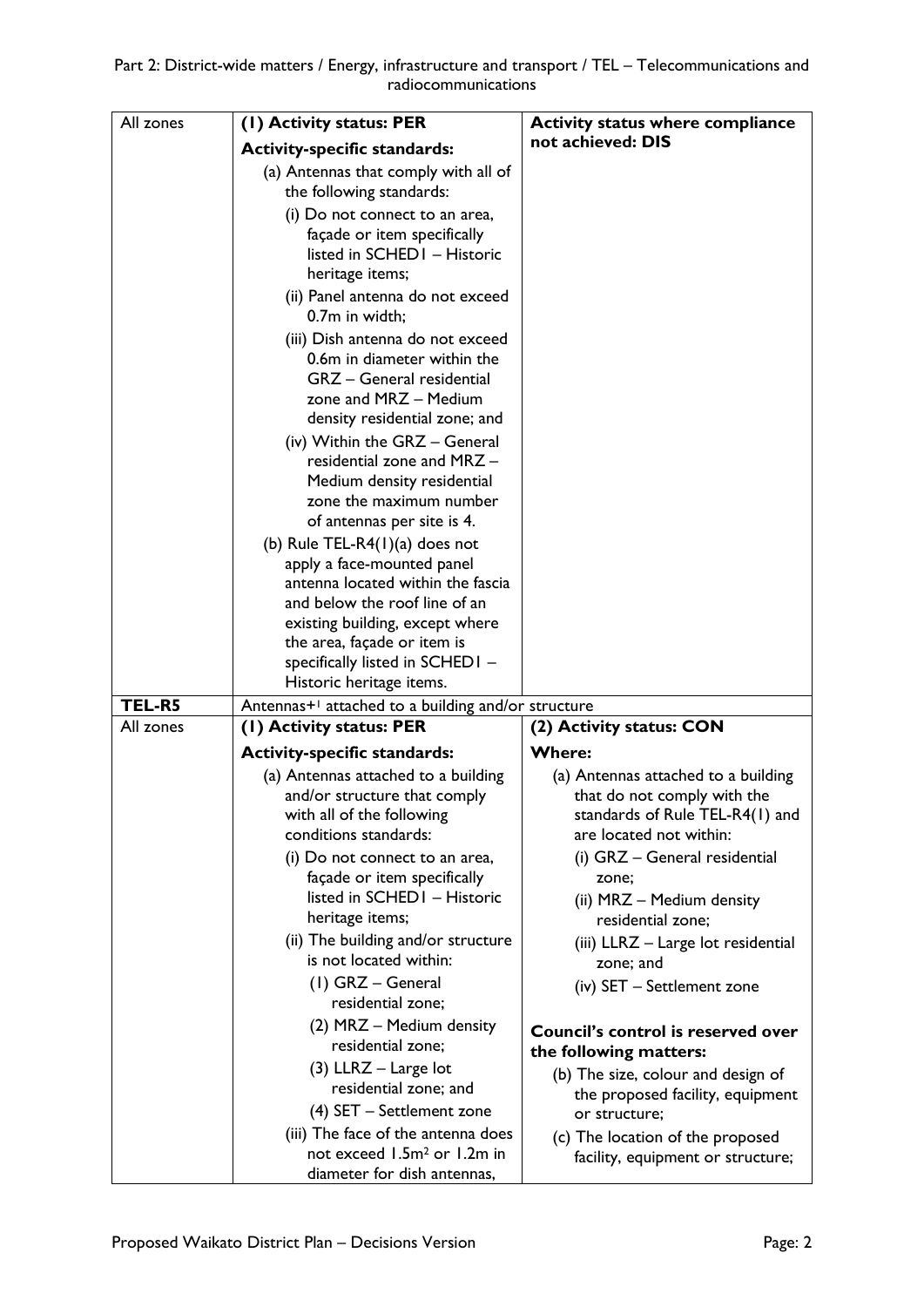| | | |
|---|---|---|
| All zones | **(1) Activity status: PER**<br>**Activity-specific standards:**<br>(a) Antennas that comply with all of the following standards:<br>(i) Do not connect to an area, façade or item specifically listed in SCHED1 – Historic heritage items;<br>(ii) Panel antenna do not exceed 0.7m in width;<br>(iii) Dish antenna do not exceed 0.6m in diameter within the GRZ – General residential zone and MRZ – Medium density residential zone; and<br>(iv) Within the GRZ – General residential zone and MRZ – Medium density residential zone the maximum number of antennas per site is 4.<br>(b) Rule TEL-R4(1)(a) does not apply a face-mounted panel antenna located within the fascia and below the roof line of an existing building, except where the area, façade or item is specifically listed in SCHED1 – Historic heritage items. | **Activity status where compliance not achieved: DIS** |
| **TEL-R5** | Antennas+[1] attached to a building and/or structure | |
| All zones | **(1) Activity status: PER**<br>**Activity-specific standards:**<br>(a) Antennas attached to a building and/or structure that comply with all of the following conditions standards:<br>(i) Do not connect to an area, façade or item specifically listed in SCHED1 – Historic heritage items;<br>(ii) The building and/or structure is not located within:<br>(1) GRZ – General residential zone;<br>(2) MRZ – Medium density residential zone;<br>(3) LLRZ – Large lot residential zone; and<br>(4) SET – Settlement zone<br>(iii) The face of the antenna does not exceed $1.5m^2$ or 1.2m in diameter for dish antennas, | **(2) Activity status: CON**<br>**Where:**<br>(a) Antennas attached to a building that do not comply with the standards of Rule TEL-R4(1) and are located not within:<br>(i) GRZ – General residential zone;<br>(ii) MRZ – Medium density residential zone;<br>(iii) LLRZ – Large lot residential zone; and<br>(iv) SET – Settlement zone<br><br>**Council's control is reserved over the following matters:**<br>(b) The size, colour and design of the proposed facility, equipment or structure;<br>(c) The location of the proposed facility, equipment or structure; |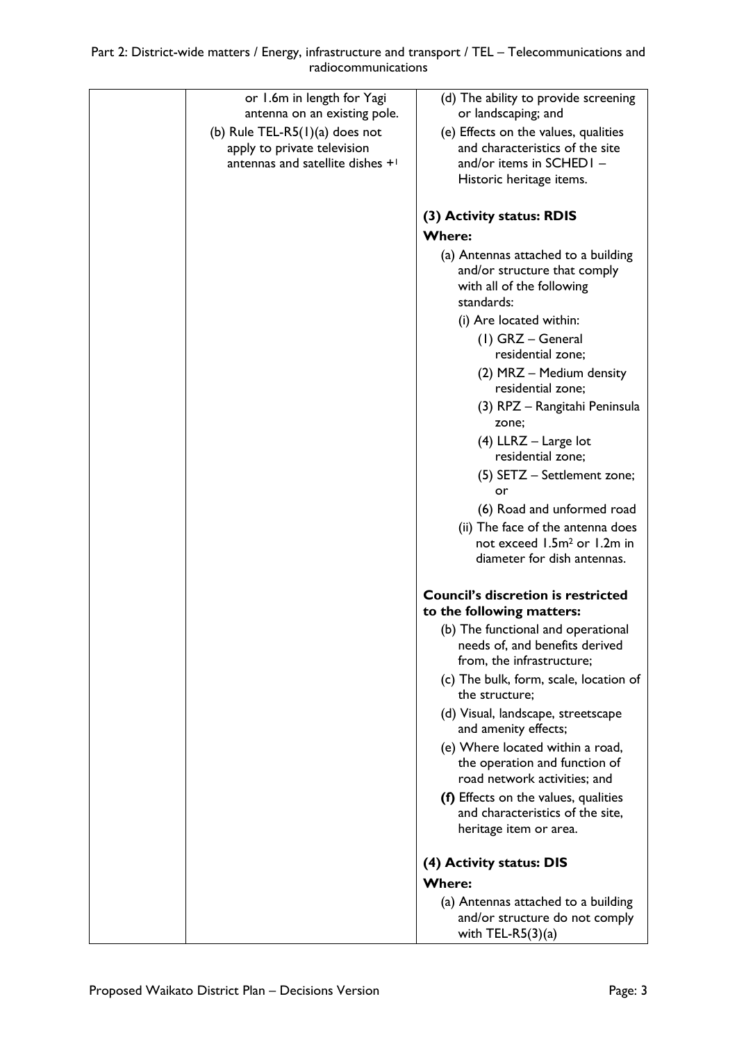| | | |
|---|---|---|
| | or 1.6m in length for Yagi antenna on an existing pole.<br>(b) Rule TEL-R5(1)(a) does not apply to private television antennas and satellite dishes +[1] | (d) The ability to provide screening or landscaping; and<br>(e) Effects on the values, qualities and characteristics of the site and/or items in SCHED1 – Historic heritage items.<br><br>**(3) Activity status: RDIS**<br>**Where:**<br>(a) Antennas attached to a building and/or structure that comply with all of the following standards:<br>(i) Are located within:<br>(1) GRZ – General residential zone;<br>(2) MRZ – Medium density residential zone;<br>(3) RPZ – Rangitahi Peninsula zone;<br>(4) LLRZ – Large lot residential zone;<br>(5) SETZ – Settlement zone; or<br>(6) Road and unformed road<br>(ii) The face of the antenna does not exceed $1.5m^2$ or 1.2m in diameter for dish antennas.<br><br>**Council's discretion is restricted to the following matters:**<br>(b) The functional and operational needs of, and benefits derived from, the infrastructure;<br>(c) The bulk, form, scale, location of the structure;<br>(d) Visual, landscape, streetscape and amenity effects;<br>(e) Where located within a road, the operation and function of road network activities; and<br>**(f)** Effects on the values, qualities and characteristics of the site, heritage item or area.<br><br>**(4) Activity status: DIS**<br>**Where:**<br>(a) Antennas attached to a building and/or structure do not comply with TEL-R5(3)(a) |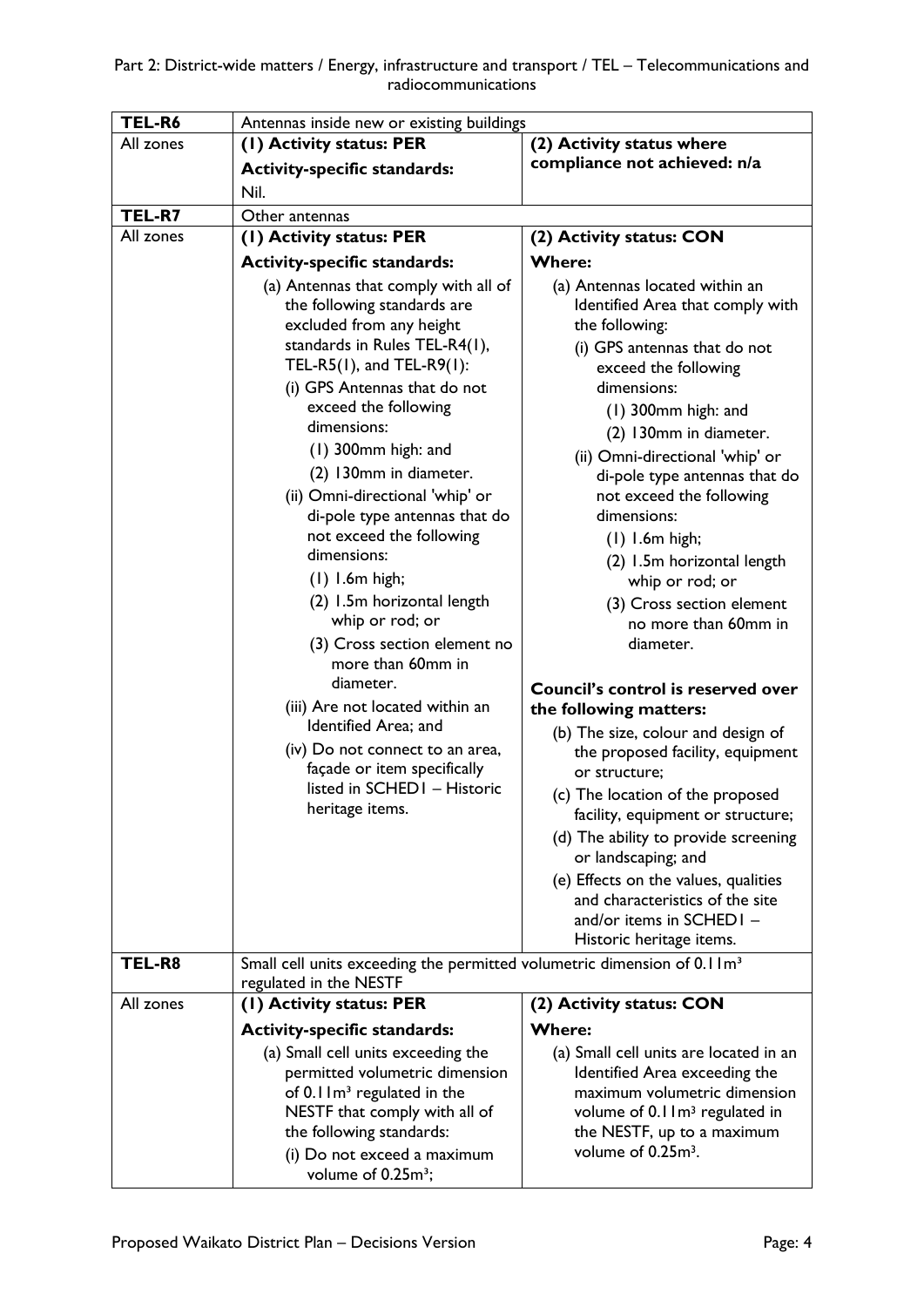| TEL-R6 | Antennas inside new or existing buildings | |
|---|---|---|
| All zones | **(1) Activity status: PER**<br><br>**Activity-specific standards:**<br><br>Nil. | **(2) Activity status where compliance not achieved: n/a** |
| **TEL-R7** | Other antennas | |
| All zones | **(1) Activity status: PER**<br><br>**Activity-specific standards:**<br><br>(a) Antennas that comply with all of the following standards are excluded from any height standards in Rules TEL-R4(1), TEL-R5(1), and TEL-R9(1):<br><br>(i) GPS Antennas that do not exceed the following dimensions:<br><br>(1) 300mm high: and<br><br>(2) 130mm in diameter.<br><br>(ii) Omni-directional 'whip' or di-pole type antennas that do not exceed the following dimensions:<br><br>(1) 1.6m high;<br><br>(2) 1.5m horizontal length whip or rod; or<br><br>(3) Cross section element no more than 60mm in diameter.<br><br>(iii) Are not located within an Identified Area; and<br><br>(iv) Do not connect to an area, façade or item specifically listed in SCHED1 – Historic heritage items. | **(2) Activity status: CON**<br><br>**Where:**<br><br>(a) Antennas located within an Identified Area that comply with the following:<br><br>(i) GPS antennas that do not exceed the following dimensions:<br><br>(1) 300mm high: and<br><br>(2) 130mm in diameter.<br><br>(ii) Omni-directional 'whip' or di-pole type antennas that do not exceed the following dimensions:<br><br>(1) 1.6m high;<br><br>(2) 1.5m horizontal length whip or rod; or<br><br>(3) Cross section element no more than 60mm in diameter.<br><br>**Council's control is reserved over the following matters:**<br><br>(b) The size, colour and design of the proposed facility, equipment or structure;<br><br>(c) The location of the proposed facility, equipment or structure;<br><br>(d) The ability to provide screening or landscaping; and<br><br>(e) Effects on the values, qualities and characteristics of the site and/or items in SCHED1 – Historic heritage items. |
| **TEL-R8** | Small cell units exceeding the permitted volumetric dimension of 0.11m³ regulated in the NESTF | |
| All zones | **(1) Activity status: PER**<br><br>**Activity-specific standards:**<br><br>(a) Small cell units exceeding the permitted volumetric dimension of 0.11m³ regulated in the NESTF that comply with all of the following standards:<br><br>(i) Do not exceed a maximum volume of 0.25m³; | **(2) Activity status: CON**<br><br>**Where:**<br><br>(a) Small cell units are located in an Identified Area exceeding the maximum volumetric dimension volume of 0.11m³ regulated in the NESTF, up to a maximum volume of 0.25m³. |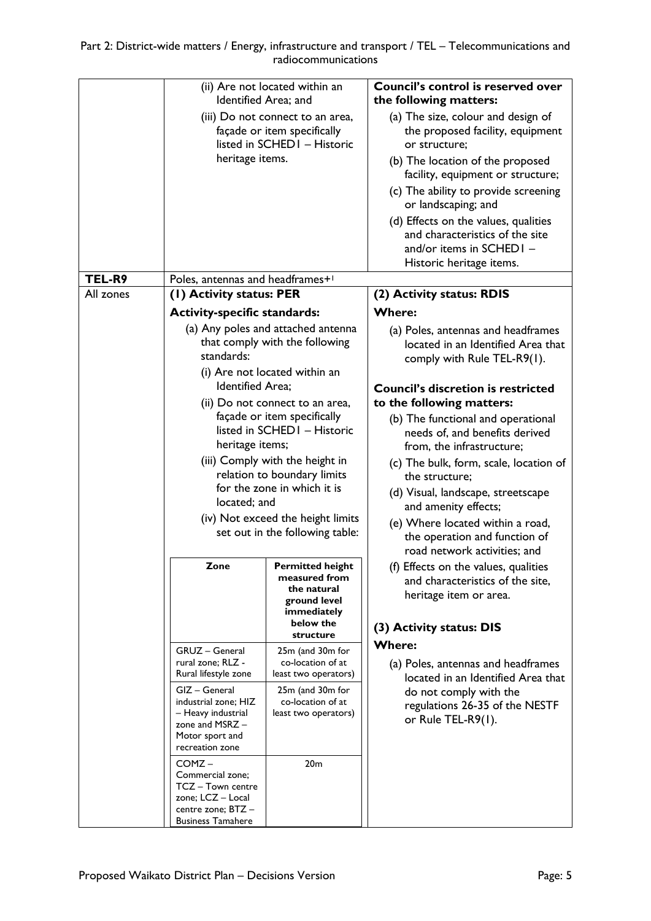| | | |
|---|---|---|
| | (ii) Are not located within an Identified Area; and<br>(iii) Do not connect to an area, façade or item specifically listed in SCHED1 – Historic heritage items. | **Council's control is reserved over the following matters:**<br>(a) The size, colour and design of the proposed facility, equipment or structure;<br>(b) The location of the proposed facility, equipment or structure;<br>(c) The ability to provide screening or landscaping; and<br>(d) Effects on the values, qualities and characteristics of the site and/or items in SCHED1 – Historic heritage items. |
| **TEL-R9** | Poles, antennas and headframes+[1] | |
| All zones | **(1) Activity status: PER**<br>**Activity-specific standards:**<br>(a) Any poles and attached antenna that comply with the following standards:<br>(i) Are not located within an Identified Area;<br>(ii) Do not connect to an area, façade or item specifically listed in SCHED1 – Historic heritage items;<br>(iii) Comply with the height in relation to boundary limits for the zone in which it is located; and<br>(iv) Not exceed the height limits set out in the following table:<br><br>**Zone** — **Permitted height measured from the natural ground level immediately below the structure**<br>GRUZ – General rural zone; RLZ - Rural lifestyle zone — 25m (and 30m for co-location of at least two operators)<br>GIZ – General industrial zone; HIZ – Heavy industrial zone and MSRZ – Motor sport and recreation zone — 25m (and 30m for co-location of at least two operators)<br>COMZ – Commercial zone; TCZ – Town centre zone; LCZ – Local centre zone; BTZ – Business Tamahere — 20m | **(2) Activity status: RDIS**<br>**Where:**<br>(a) Poles, antennas and headframes located in an Identified Area that comply with Rule TEL-R9(1).<br><br>**Council's discretion is restricted to the following matters:**<br>(b) The functional and operational needs of, and benefits derived from, the infrastructure;<br>(c) The bulk, form, scale, location of the structure;<br>(d) Visual, landscape, streetscape and amenity effects;<br>(e) Where located within a road, the operation and function of road network activities; and<br>(f) Effects on the values, qualities and characteristics of the site, heritage item or area.<br><br>**(3) Activity status: DIS**<br>**Where:**<br>(a) Poles, antennas and headframes located in an Identified Area that do not comply with the regulations 26-35 of the NESTF or Rule TEL-R9(1). |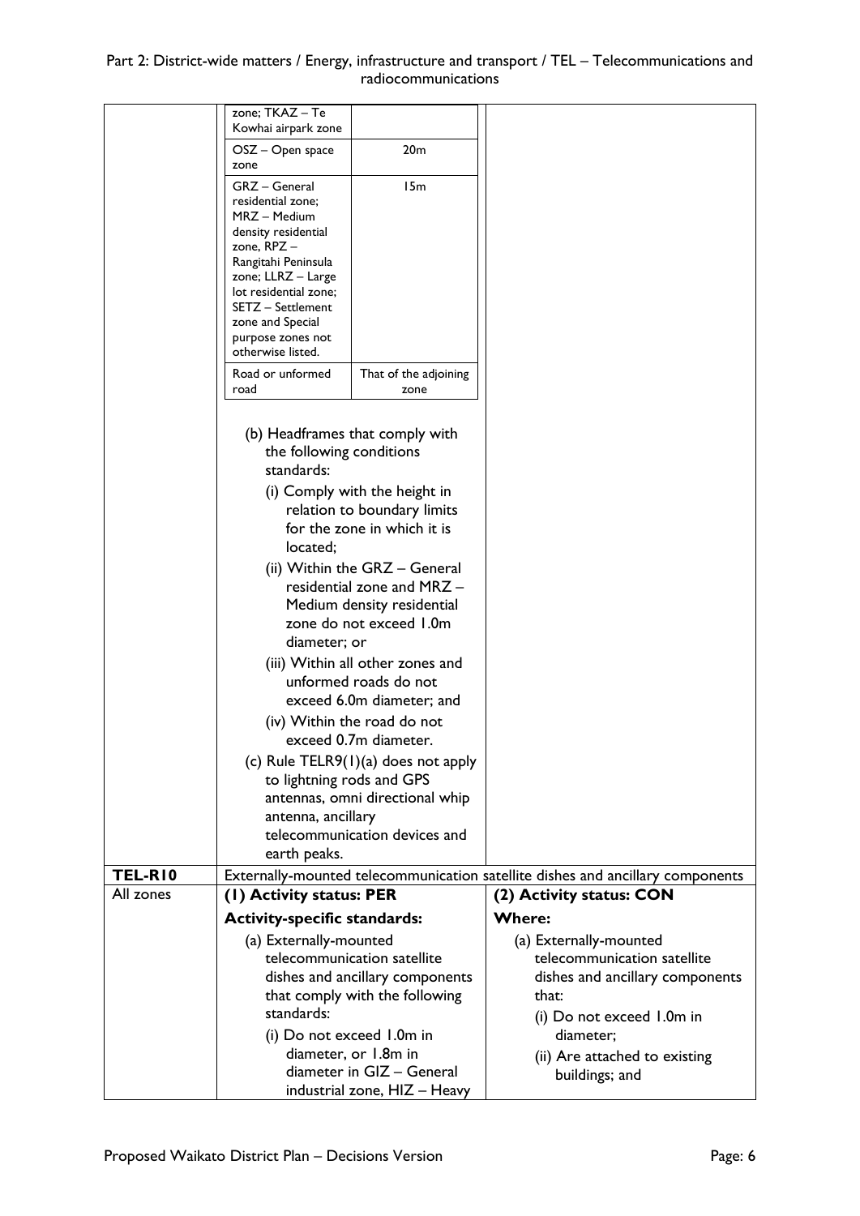| | | |
|---|---|---|
| | <table><tr><td>zone; TKAZ – Te Kowhai airpark zone</td><td></td></tr><tr><td>OSZ – Open space zone</td><td>20m</td></tr><tr><td>GRZ – General residential zone; MRZ – Medium density residential zone, RPZ – Rangitahi Peninsula zone; LLRZ – Large lot residential zone; SETZ – Settlement zone and Special purpose zones not otherwise listed.</td><td>15m</td></tr><tr><td>Road or unformed road</td><td>That of the adjoining zone</td></tr></table><br>(b) Headframes that comply with the following conditions standards:<br>(i) Comply with the height in relation to boundary limits for the zone in which it is located;<br>(ii) Within the GRZ – General residential zone and MRZ – Medium density residential zone do not exceed 1.0m diameter; or<br>(iii) Within all other zones and unformed roads do not exceed 6.0m diameter; and<br>(iv) Within the road do not exceed 0.7m diameter.<br>(c) Rule TELR9(1)(a) does not apply to lightning rods and GPS antennas, omni directional whip antenna, ancillary telecommunication devices and earth peaks. | |
| **TEL-R10** | Externally-mounted telecommunication satellite dishes and ancillary components | |
| All zones | **(1) Activity status: PER**<br>**Activity-specific standards:**<br>(a) Externally-mounted telecommunication satellite dishes and ancillary components that comply with the following standards:<br>(i) Do not exceed 1.0m in diameter, or 1.8m in diameter in GIZ – General industrial zone, HIZ – Heavy | **(2) Activity status: CON**<br>**Where:**<br>(a) Externally-mounted telecommunication satellite dishes and ancillary components that:<br>(i) Do not exceed 1.0m in diameter;<br>(ii) Are attached to existing buildings; and |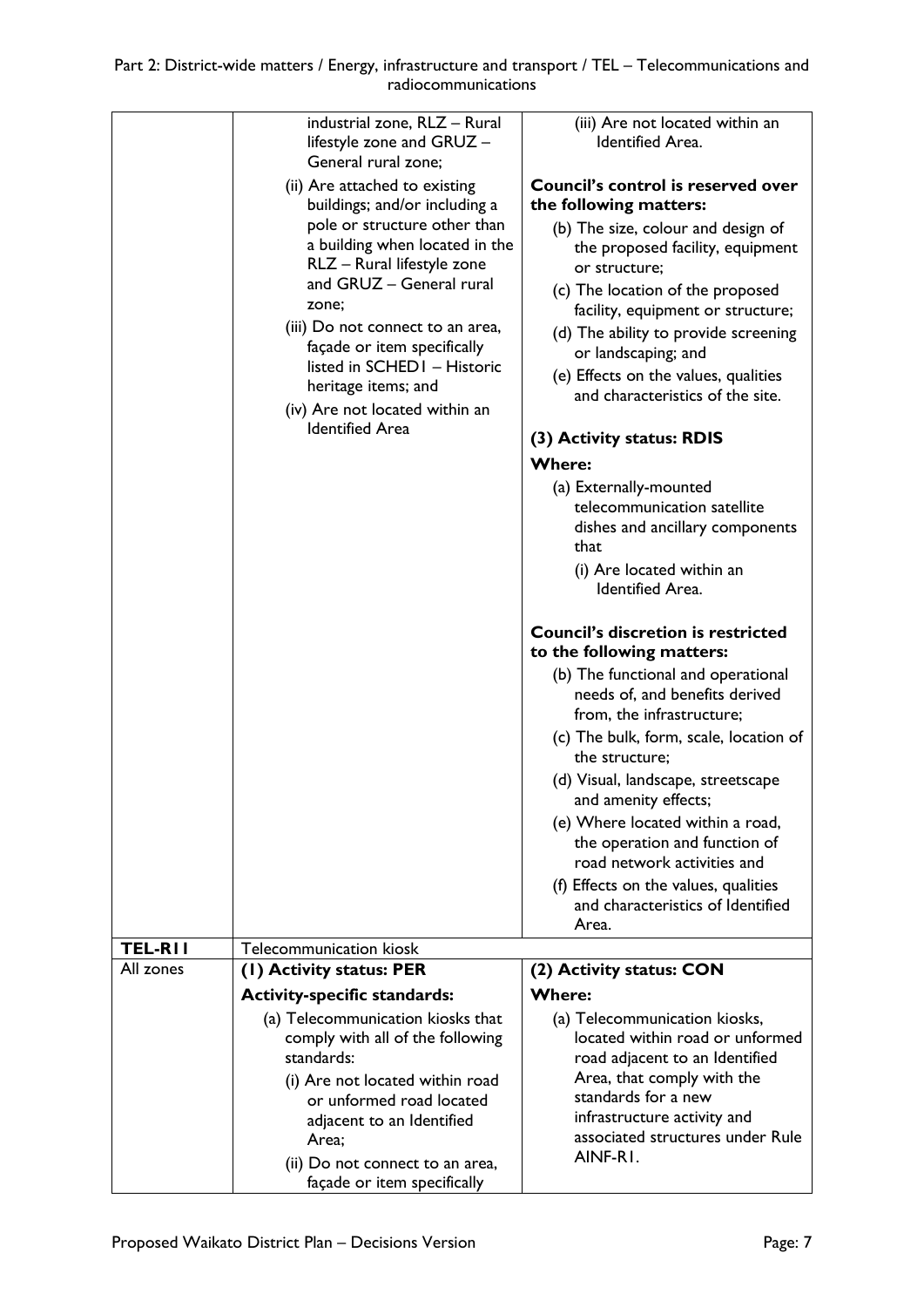| | | |
|---|---|---|
| | industrial zone, RLZ – Rural lifestyle zone and GRUZ – General rural zone;<br>(ii) Are attached to existing buildings; and/or including a pole or structure other than a building when located in the RLZ – Rural lifestyle zone and GRUZ – General rural zone;<br>(iii) Do not connect to an area, façade or item specifically listed in SCHED1 – Historic heritage items; and<br>(iv) Are not located within an Identified Area | (iii) Are not located within an Identified Area.<br><br>**Council's control is reserved over the following matters:**<br>(b) The size, colour and design of the proposed facility, equipment or structure;<br>(c) The location of the proposed facility, equipment or structure;<br>(d) The ability to provide screening or landscaping; and<br>(e) Effects on the values, qualities and characteristics of the site.<br><br>**(3) Activity status: RDIS**<br>**Where:**<br>(a) Externally-mounted telecommunication satellite dishes and ancillary components that<br>(i) Are located within an Identified Area.<br><br>**Council's discretion is restricted to the following matters:**<br>(b) The functional and operational needs of, and benefits derived from, the infrastructure;<br>(c) The bulk, form, scale, location of the structure;<br>(d) Visual, landscape, streetscape and amenity effects;<br>(e) Where located within a road, the operation and function of road network activities and<br>(f) Effects on the values, qualities and characteristics of Identified Area. |
| **TEL-R11** | Telecommunication kiosk | |
| All zones | **(1) Activity status: PER**<br>**Activity-specific standards:**<br>(a) Telecommunication kiosks that comply with all of the following standards:<br>(i) Are not located within road or unformed road located adjacent to an Identified Area;<br>(ii) Do not connect to an area, façade or item specifically | **(2) Activity status: CON**<br>**Where:**<br>(a) Telecommunication kiosks, located within road or unformed road adjacent to an Identified Area, that comply with the standards for a new infrastructure activity and associated structures under Rule AINF-R1. |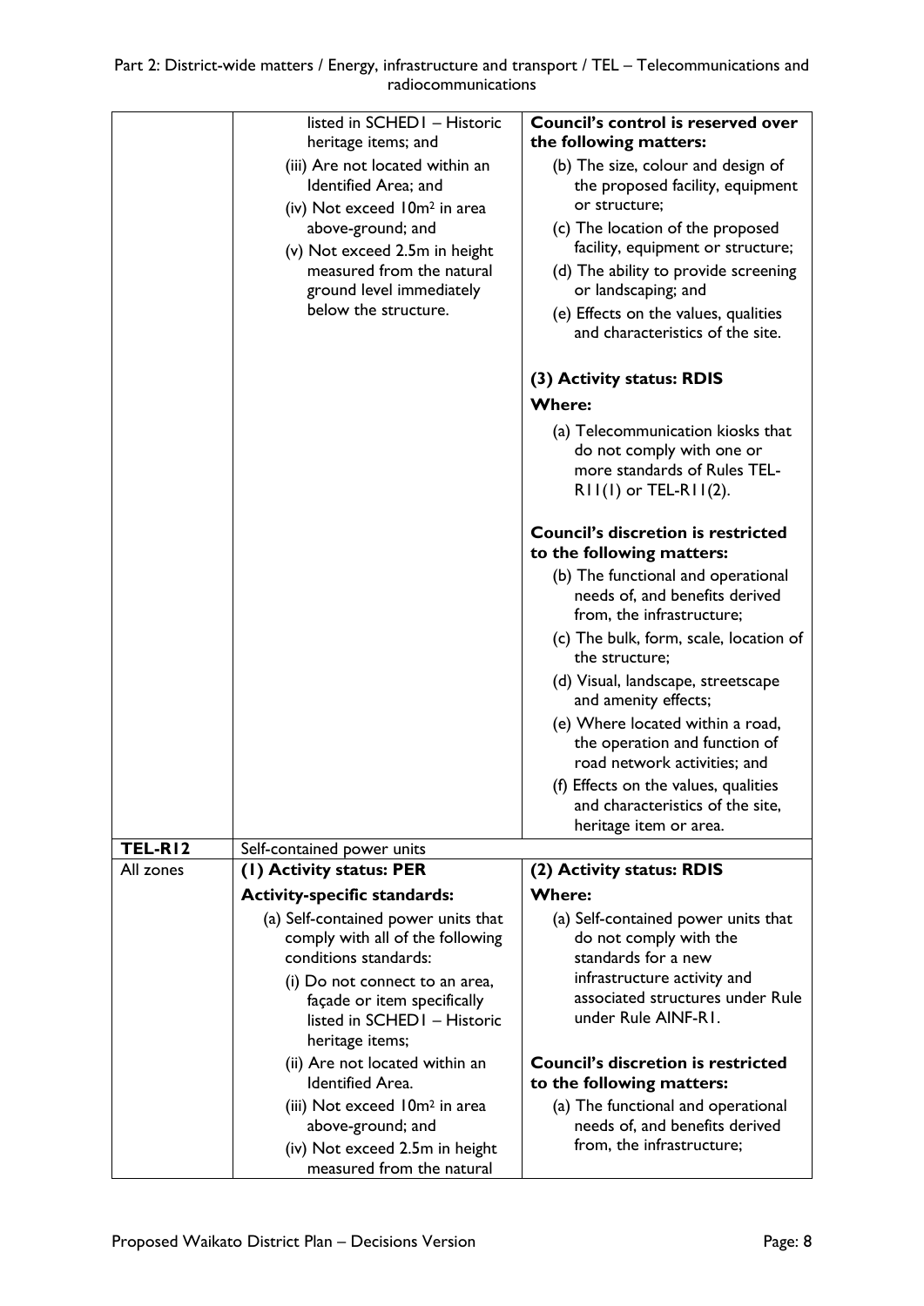| | | |
|---|---|---|
| | listed in SCHED1 – Historic heritage items; and<br>(iii) Are not located within an Identified Area; and<br>(iv) Not exceed 10m² in area above-ground; and<br>(v) Not exceed 2.5m in height measured from the natural ground level immediately below the structure. | **Council's control is reserved over the following matters:**<br>(b) The size, colour and design of the proposed facility, equipment or structure;<br>(c) The location of the proposed facility, equipment or structure;<br>(d) The ability to provide screening or landscaping; and<br>(e) Effects on the values, qualities and characteristics of the site.<br><br>**(3) Activity status: RDIS**<br>**Where:**<br>(a) Telecommunication kiosks that do not comply with one or more standards of Rules TEL-R11(1) or TEL-R11(2).<br><br>**Council's discretion is restricted to the following matters:**<br>(b) The functional and operational needs of, and benefits derived from, the infrastructure;<br>(c) The bulk, form, scale, location of the structure;<br>(d) Visual, landscape, streetscape and amenity effects;<br>(e) Where located within a road, the operation and function of road network activities; and<br>(f) Effects on the values, qualities and characteristics of the site, heritage item or area. |
| **TEL-R12** | Self-contained power units | |
| All zones | **(1) Activity status: PER**<br>**Activity-specific standards:**<br>(a) Self-contained power units that comply with all of the following conditions standards:<br>(i) Do not connect to an area, façade or item specifically listed in SCHED1 – Historic heritage items;<br>(ii) Are not located within an Identified Area.<br>(iii) Not exceed 10m² in area above-ground; and<br>(iv) Not exceed 2.5m in height measured from the natural | **(2) Activity status: RDIS**<br>**Where:**<br>(a) Self-contained power units that do not comply with the standards for a new infrastructure activity and associated structures under Rule under Rule AINF-R1.<br><br>**Council's discretion is restricted to the following matters:**<br>(a) The functional and operational needs of, and benefits derived from, the infrastructure; |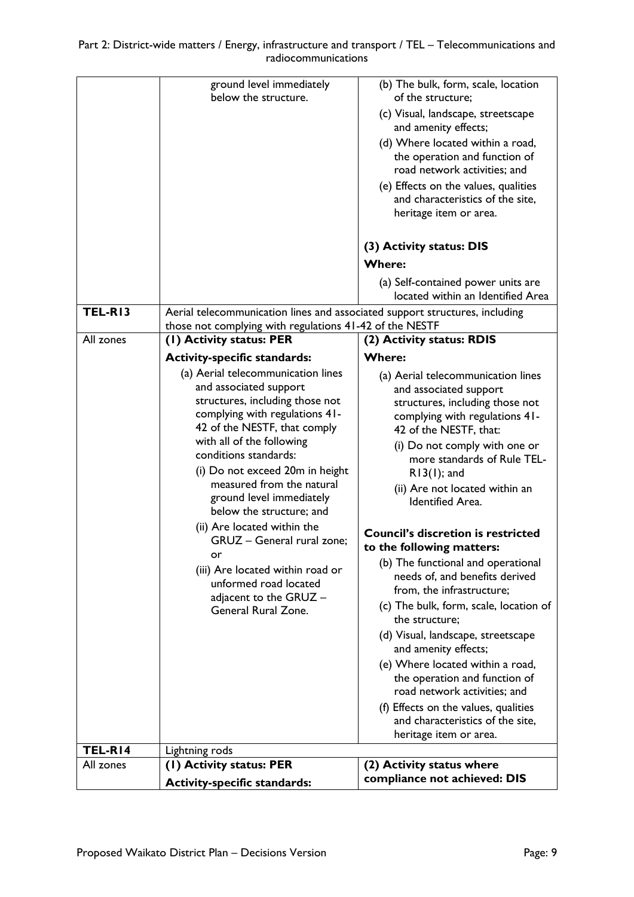| | | |
|---|---|---|
| | ground level immediately below the structure. | (b) The bulk, form, scale, location of the structure;<br>(c) Visual, landscape, streetscape and amenity effects;<br>(d) Where located within a road, the operation and function of road network activities; and<br>(e) Effects on the values, qualities and characteristics of the site, heritage item or area.<br><br>**(3) Activity status: DIS**<br>**Where:**<br>(a) Self-contained power units are located within an Identified Area |
| **TEL-R13** | Aerial telecommunication lines and associated support structures, including those not complying with regulations 41-42 of the NESTF | |
| All zones | **(1) Activity status: PER**<br>**Activity-specific standards:**<br>(a) Aerial telecommunication lines and associated support structures, including those not complying with regulations 41-42 of the NESTF, that comply with all of the following conditions standards:<br>(i) Do not exceed 20m in height measured from the natural ground level immediately below the structure; and<br>(ii) Are located within the GRUZ – General rural zone; or<br>(iii) Are located within road or unformed road located adjacent to the GRUZ – General Rural Zone. | **(2) Activity status: RDIS**<br>**Where:**<br>(a) Aerial telecommunication lines and associated support structures, including those not complying with regulations 41-42 of the NESTF, that:<br>(i) Do not comply with one or more standards of Rule TEL-R13(1); and<br>(ii) Are not located within an Identified Area.<br><br>**Council's discretion is restricted to the following matters:**<br>(b) The functional and operational needs of, and benefits derived from, the infrastructure;<br>(c) The bulk, form, scale, location of the structure;<br>(d) Visual, landscape, streetscape and amenity effects;<br>(e) Where located within a road, the operation and function of road network activities; and<br>(f) Effects on the values, qualities and characteristics of the site, heritage item or area. |
| **TEL-R14** | Lightning rods | |
| All zones | **(1) Activity status: PER**<br>**Activity-specific standards:** | **(2) Activity status where compliance not achieved: DIS** |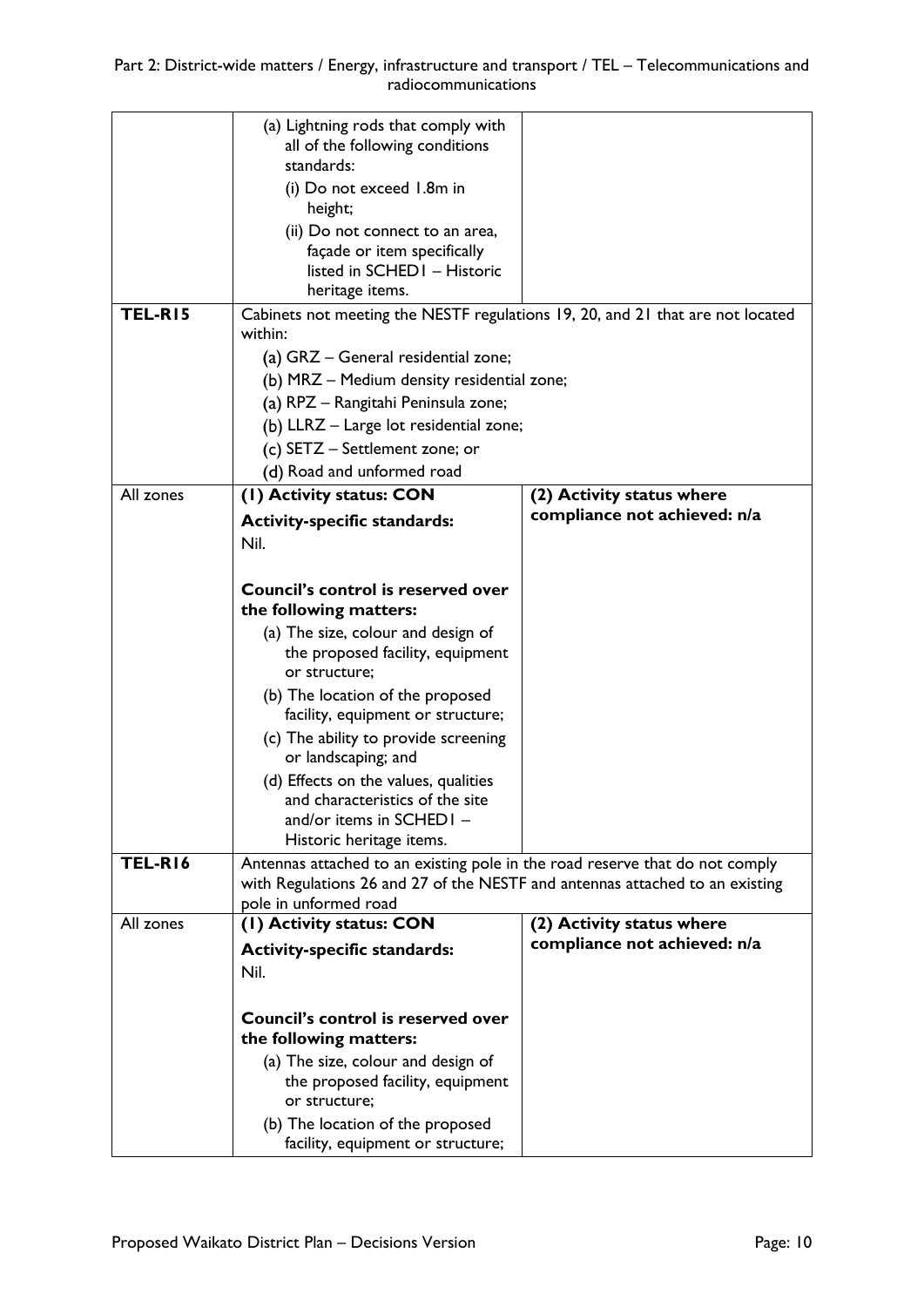| | | |
|---|---|---|
| | (a) Lightning rods that comply with all of the following conditions standards:<br>(i) Do not exceed 1.8m in height;<br>(ii) Do not connect to an area, façade or item specifically listed in SCHED1 – Historic heritage items. | |
| **TEL-R15** | Cabinets not meeting the NESTF regulations 19, 20, and 21 that are not located within:<br>(a) GRZ – General residential zone;<br>(b) MRZ – Medium density residential zone;<br>(a) RPZ – Rangitahi Peninsula zone;<br>(b) LLRZ – Large lot residential zone;<br>(c) SETZ – Settlement zone; or<br>(d) Road and unformed road | |
| All zones | **(1) Activity status: CON**<br>**Activity-specific standards:**<br>Nil.<br><br>**Council's control is reserved over the following matters:**<br>(a) The size, colour and design of the proposed facility, equipment or structure;<br>(b) The location of the proposed facility, equipment or structure;<br>(c) The ability to provide screening or landscaping; and<br>(d) Effects on the values, qualities and characteristics of the site and/or items in SCHED1 – Historic heritage items. | **(2) Activity status where compliance not achieved: n/a** |
| **TEL-R16** | Antennas attached to an existing pole in the road reserve that do not comply with Regulations 26 and 27 of the NESTF and antennas attached to an existing pole in unformed road | |
| All zones | **(1) Activity status: CON**<br>**Activity-specific standards:**<br>Nil.<br><br>**Council's control is reserved over the following matters:**<br>(a) The size, colour and design of the proposed facility, equipment or structure;<br>(b) The location of the proposed facility, equipment or structure; | **(2) Activity status where compliance not achieved: n/a** |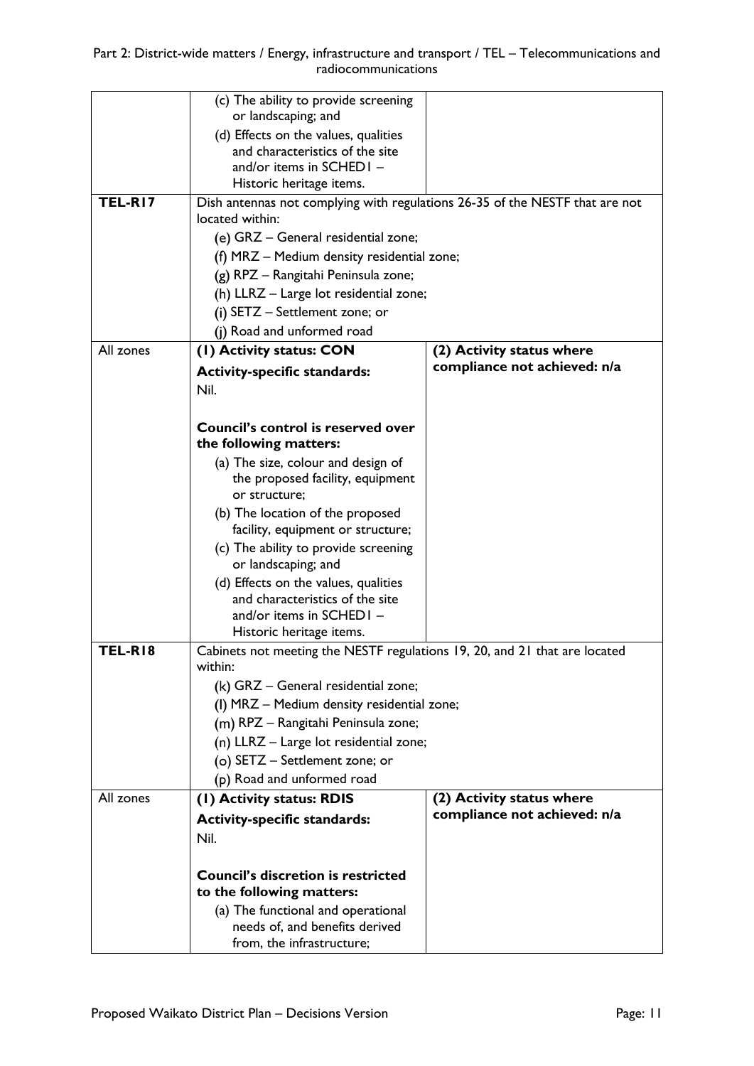| | | |
|---|---|---|
| | (c) The ability to provide screening or landscaping; and<br>(d) Effects on the values, qualities and characteristics of the site and/or items in SCHED1 – Historic heritage items. | |
| **TEL-R17** | Dish antennas not complying with regulations 26-35 of the NESTF that are not located within:<br>(e) GRZ – General residential zone;<br>(f) MRZ – Medium density residential zone;<br>(g) RPZ – Rangitahi Peninsula zone;<br>(h) LLRZ – Large lot residential zone;<br>(i) SETZ – Settlement zone; or<br>(j) Road and unformed road | |
| All zones | **(1) Activity status: CON**<br>**Activity-specific standards:**<br>Nil.<br><br>**Council's control is reserved over the following matters:**<br>(a) The size, colour and design of the proposed facility, equipment or structure;<br>(b) The location of the proposed facility, equipment or structure;<br>(c) The ability to provide screening or landscaping; and<br>(d) Effects on the values, qualities and characteristics of the site and/or items in SCHED1 – Historic heritage items. | **(2) Activity status where compliance not achieved: n/a** |
| **TEL-R18** | Cabinets not meeting the NESTF regulations 19, 20, and 21 that are located within:<br>(k) GRZ – General residential zone;<br>(l) MRZ – Medium density residential zone;<br>(m) RPZ – Rangitahi Peninsula zone;<br>(n) LLRZ – Large lot residential zone;<br>(o) SETZ – Settlement zone; or<br>(p) Road and unformed road | |
| All zones | **(1) Activity status: RDIS**<br>**Activity-specific standards:**<br>Nil.<br><br>**Council's discretion is restricted to the following matters:**<br>(a) The functional and operational needs of, and benefits derived from, the infrastructure; | **(2) Activity status where compliance not achieved: n/a** |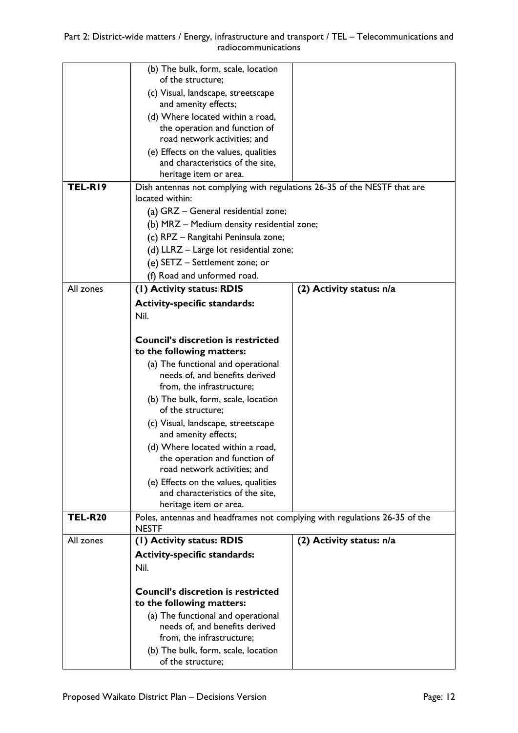| | | |
|---|---|---|
| | (b) The bulk, form, scale, location of the structure;<br>(c) Visual, landscape, streetscape and amenity effects;<br>(d) Where located within a road, the operation and function of road network activities; and<br>(e) Effects on the values, qualities and characteristics of the site, heritage item or area. | |
| **TEL-R19** | Dish antennas not complying with regulations 26-35 of the NESTF that are located within:<br>(a) GRZ – General residential zone;<br>(b) MRZ – Medium density residential zone;<br>(c) RPZ – Rangitahi Peninsula zone;<br>(d) LLRZ – Large lot residential zone;<br>(e) SETZ – Settlement zone; or<br>(f) Road and unformed road. | |
| All zones | **(1) Activity status: RDIS**<br>**Activity-specific standards:**<br>Nil.<br><br>**Council's discretion is restricted to the following matters:**<br>(a) The functional and operational needs of, and benefits derived from, the infrastructure;<br>(b) The bulk, form, scale, location of the structure;<br>(c) Visual, landscape, streetscape and amenity effects;<br>(d) Where located within a road, the operation and function of road network activities; and<br>(e) Effects on the values, qualities and characteristics of the site, heritage item or area. | **(2) Activity status: n/a** |
| **TEL-R20** | Poles, antennas and headframes not complying with regulations 26-35 of the NESTF | |
| All zones | **(1) Activity status: RDIS**<br>**Activity-specific standards:**<br>Nil.<br><br>**Council's discretion is restricted to the following matters:**<br>(a) The functional and operational needs of, and benefits derived from, the infrastructure;<br>(b) The bulk, form, scale, location of the structure; | **(2) Activity status: n/a** |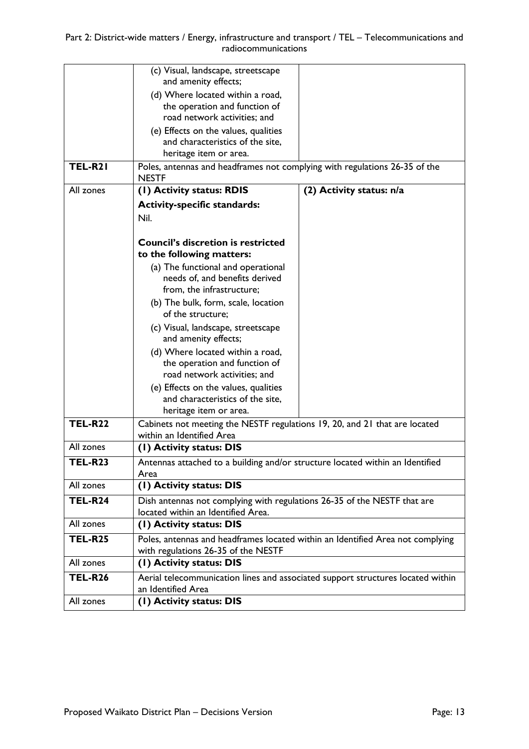| | | |
|---|---|---|
| | (c) Visual, landscape, streetscape and amenity effects;<br>(d) Where located within a road, the operation and function of road network activities; and<br>(e) Effects on the values, qualities and characteristics of the site, heritage item or area. | |
| **TEL-R21** | Poles, antennas and headframes not complying with regulations 26-35 of the NESTF | |
| All zones | **(1) Activity status: RDIS**<br>**Activity-specific standards:**<br>Nil.<br><br>**Council's discretion is restricted to the following matters:**<br>(a) The functional and operational needs of, and benefits derived from, the infrastructure;<br>(b) The bulk, form, scale, location of the structure;<br>(c) Visual, landscape, streetscape and amenity effects;<br>(d) Where located within a road, the operation and function of road network activities; and<br>(e) Effects on the values, qualities and characteristics of the site, heritage item or area. | **(2) Activity status: n/a** |
| **TEL-R22** | Cabinets not meeting the NESTF regulations 19, 20, and 21 that are located within an Identified Area | |
| All zones | **(1) Activity status: DIS** | |
| **TEL-R23** | Antennas attached to a building and/or structure located within an Identified Area | |
| All zones | **(1) Activity status: DIS** | |
| **TEL-R24** | Dish antennas not complying with regulations 26-35 of the NESTF that are located within an Identified Area. | |
| All zones | **(1) Activity status: DIS** | |
| **TEL-R25** | Poles, antennas and headframes located within an Identified Area not complying with regulations 26-35 of the NESTF | |
| All zones | **(1) Activity status: DIS** | |
| **TEL-R26** | Aerial telecommunication lines and associated support structures located within an Identified Area | |
| All zones | **(1) Activity status: DIS** | |